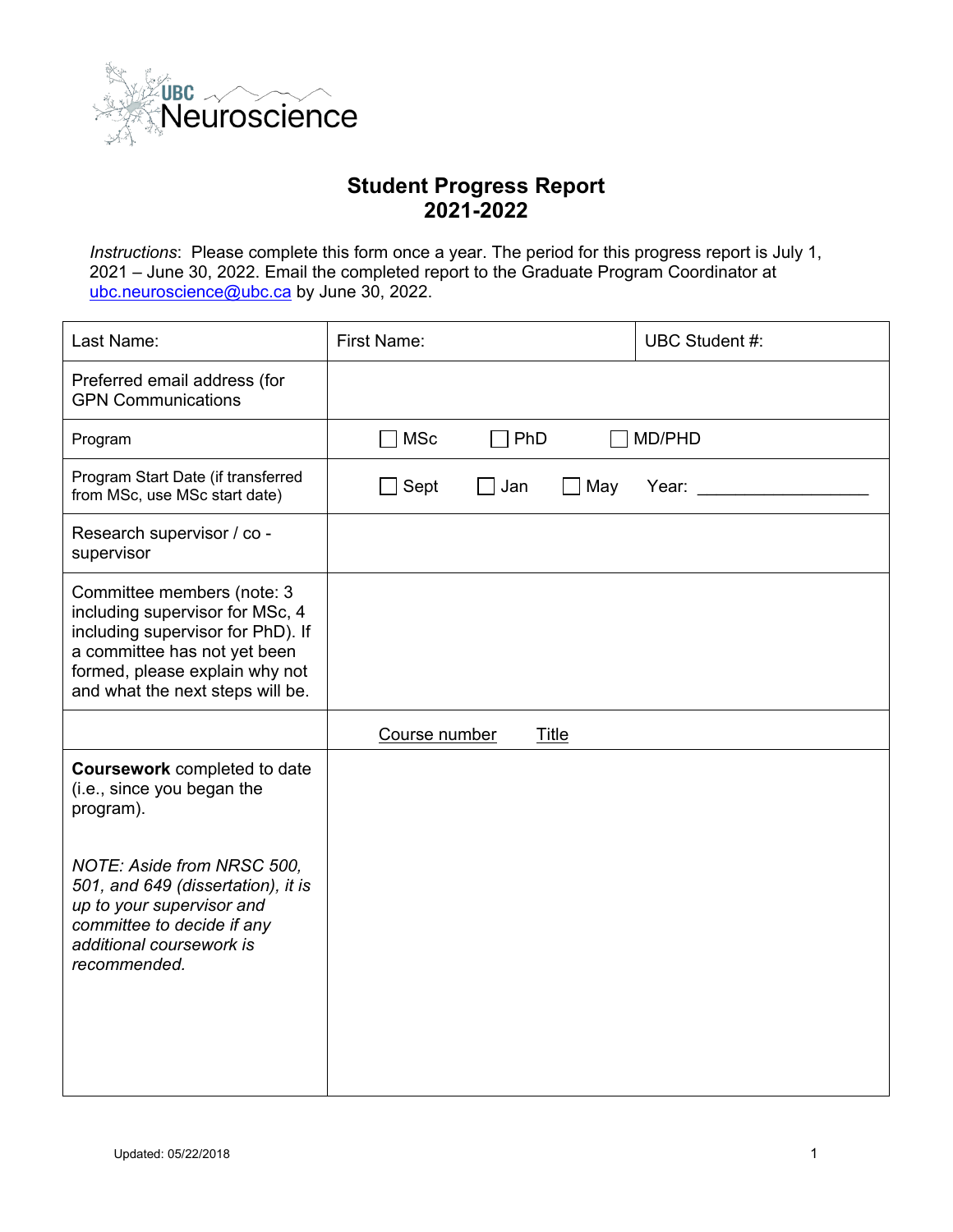UBC Neuroscience

# Student Progress Report
# 2021-2022

*Instructions*: Please complete this form once a year. The period for this progress report is July 1, 2021 – June 30, 2022. Email the completed report to the Graduate Program Coordinator at ubc.neuroscience@ubc.ca by June 30, 2022.

| Last Name: | First Name: | UBC Student #: |
|---|---|---|
| Preferred email address (for GPN Communications | | |
| Program | ☐ MSc ☐ PhD ☐ MD/PHD | |
| Program Start Date (if transferred from MSc, use MSc start date) | ☐ Sept ☐ Jan ☐ May Year: __________________ | |
| Research supervisor / co - supervisor | | |
| Committee members (note: 3 including supervisor for MSc, 4 including supervisor for PhD). If a committee has not yet been formed, please explain why not and what the next steps will be. | | |
| | Course number Title | |
| **Coursework** completed to date (i.e., since you began the program).<br><br>*NOTE: Aside from NRSC 500, 501, and 649 (dissertation), it is up to your supervisor and committee to decide if any additional coursework is recommended.* | | |

Updated: 05/22/2018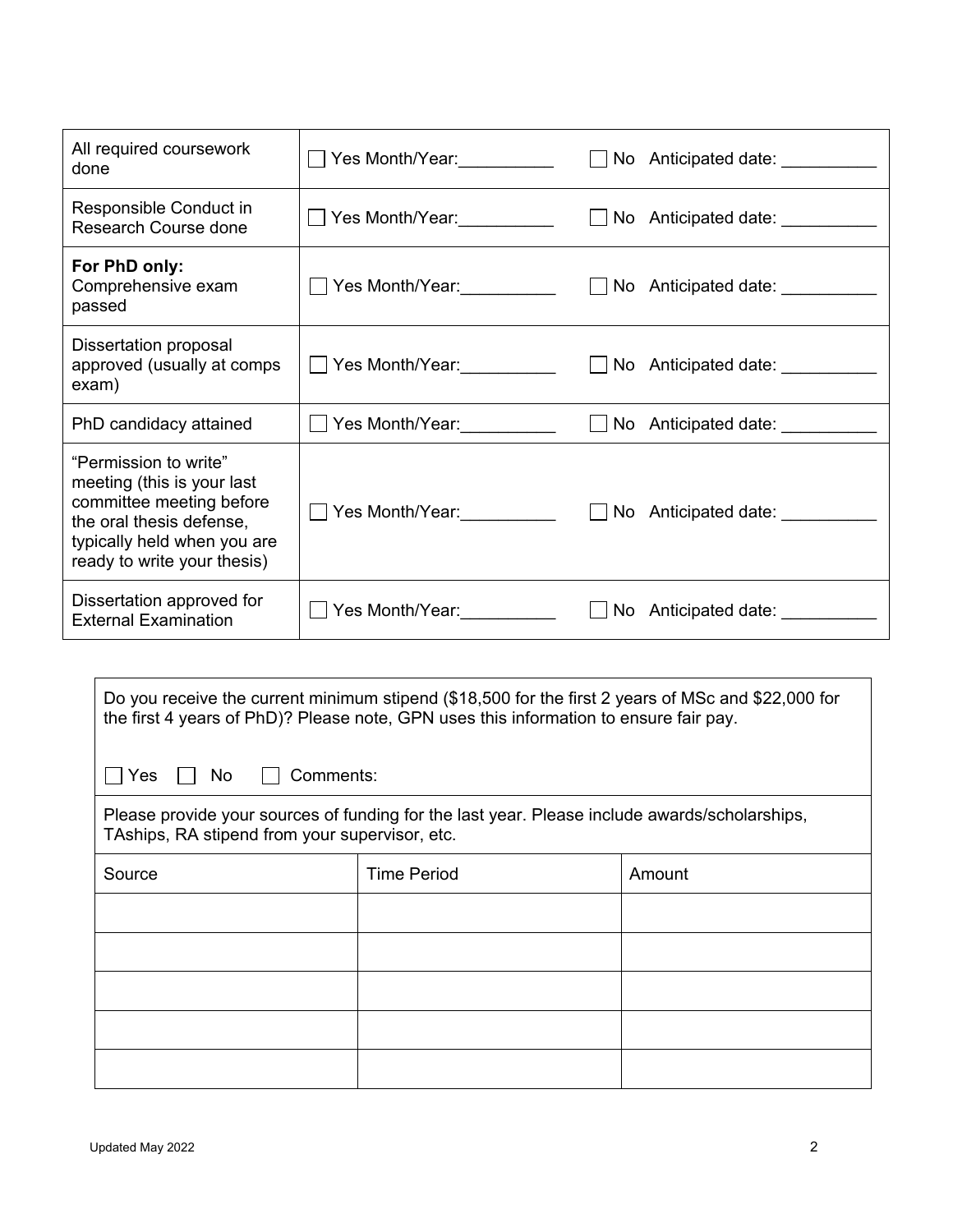| | | |
|---|---|---|
| All required coursework done | ☐ Yes Month/Year:__________ | ☐ No Anticipated date: __________ |
| Responsible Conduct in Research Course done | ☐ Yes Month/Year:__________ | ☐ No Anticipated date: __________ |
| **For PhD only:** Comprehensive exam passed | ☐ Yes Month/Year:__________ | ☐ No Anticipated date: __________ |
| Dissertation proposal approved (usually at comps exam) | ☐ Yes Month/Year:__________ | ☐ No Anticipated date: __________ |
| PhD candidacy attained | ☐ Yes Month/Year:__________ | ☐ No Anticipated date: __________ |
| "Permission to write" meeting (this is your last committee meeting before the oral thesis defense, typically held when you are ready to write your thesis) | ☐ Yes Month/Year:__________ | ☐ No Anticipated date: __________ |
| Dissertation approved for External Examination | ☐ Yes Month/Year:__________ | ☐ No Anticipated date: __________ |

Do you receive the current minimum stipend ($18,500 for the first 2 years of MSc and $22,000 for the first 4 years of PhD)? Please note, GPN uses this information to ensure fair pay.

☐ Yes ☐ No ☐ Comments:

Please provide your sources of funding for the last year. Please include awards/scholarships, TAships, RA stipend from your supervisor, etc.

| Source | Time Period | Amount |
|---|---|---|
| | | |
| | | |
| | | |
| | | |
| | | |

Updated May 2022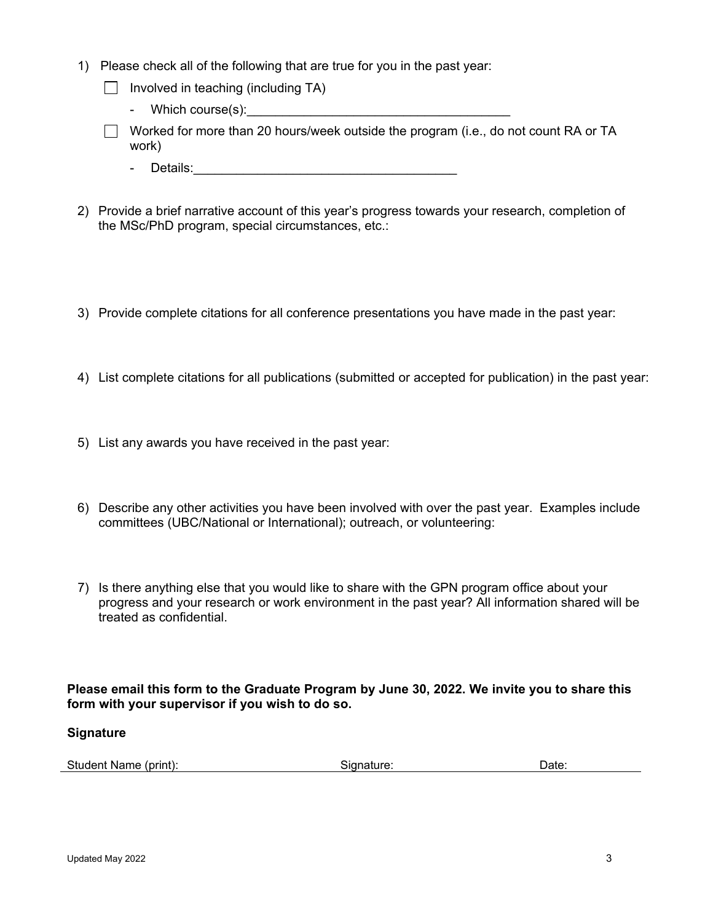1) Please check all of the following that are true for you in the past year:

   - [ ] Involved in teaching (including TA)
     - Which course(s):_____________________________________
   - [ ] Worked for more than 20 hours/week outside the program (i.e., do not count RA or TA work)
     - Details:_____________________________________

2) Provide a brief narrative account of this year's progress towards your research, completion of the MSc/PhD program, special circumstances, etc.:

3) Provide complete citations for all conference presentations you have made in the past year:

4) List complete citations for all publications (submitted or accepted for publication) in the past year:

5) List any awards you have received in the past year:

6) Describe any other activities you have been involved with over the past year. Examples include committees (UBC/National or International); outreach, or volunteering:

7) Is there anything else that you would like to share with the GPN program office about your progress and your research or work environment in the past year? All information shared will be treated as confidential.

**Please email this form to the Graduate Program by June 30, 2022. We invite you to share this form with your supervisor if you wish to do so.**

**Signature**

Student Name (print): Signature: Date:

Updated May 2022